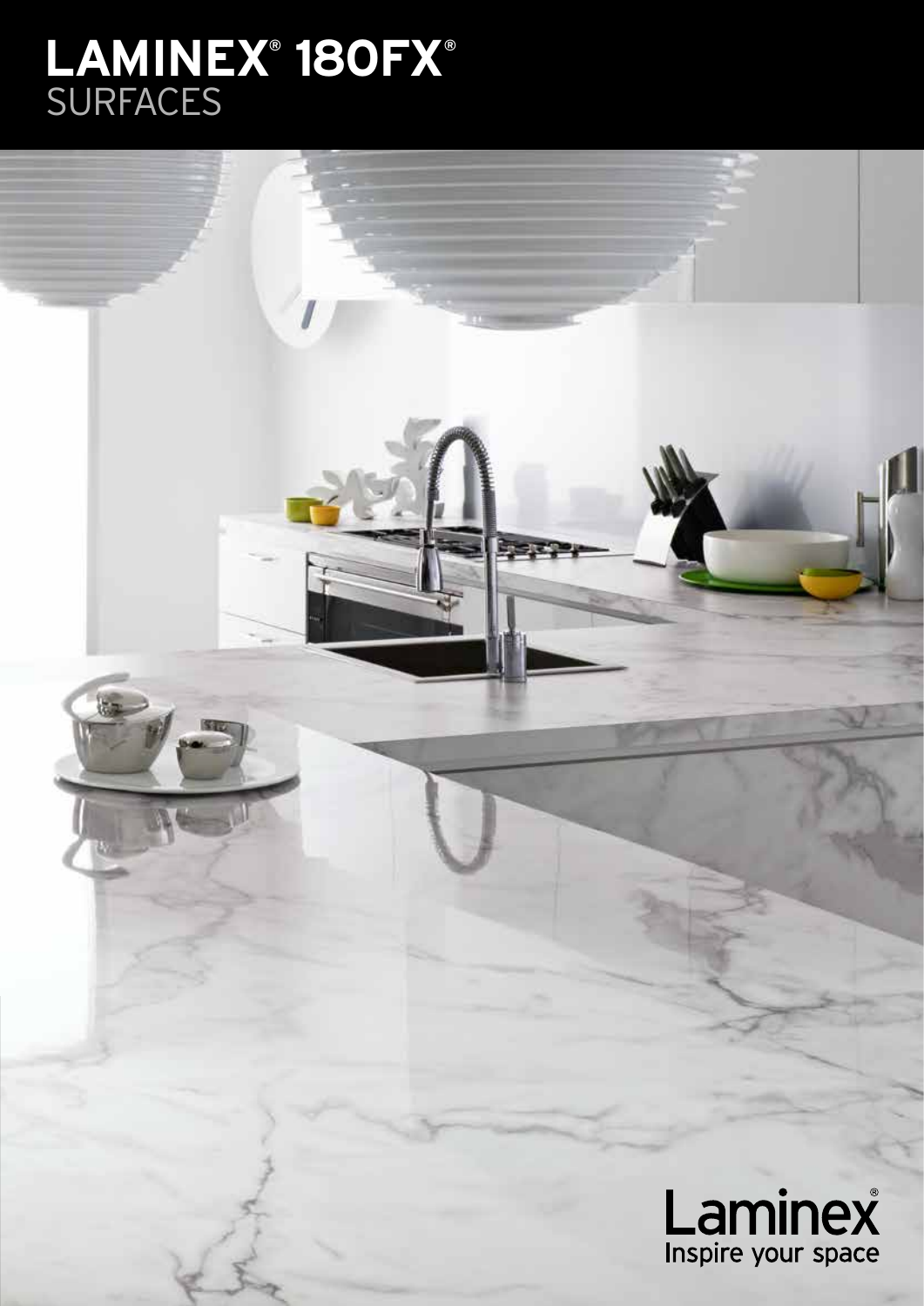# LAMINEX® 180FX®
## SURFACES

Laminex®
Inspire your space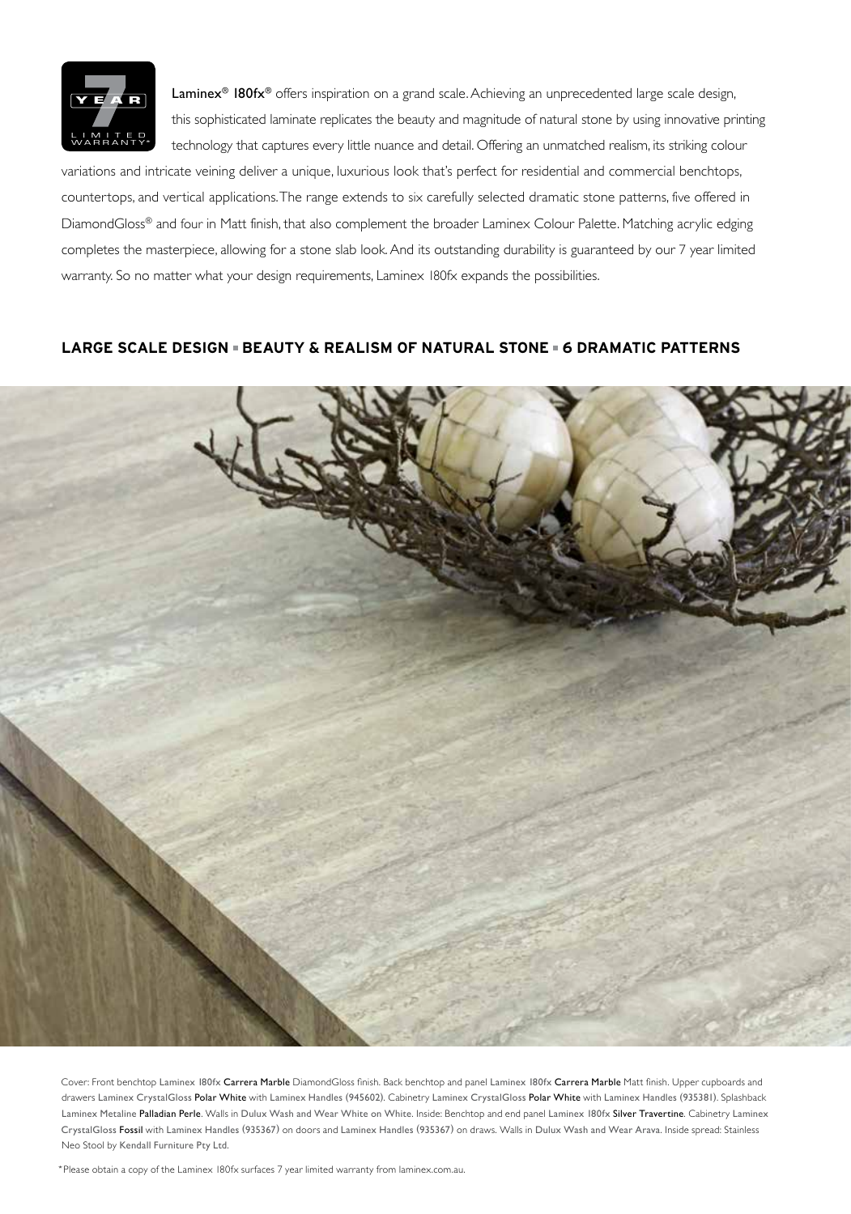Laminex® 180fx® offers inspiration on a grand scale. Achieving an unprecedented large scale design, this sophisticated laminate replicates the beauty and magnitude of natural stone by using innovative printing technology that captures every little nuance and detail. Offering an unmatched realism, its striking colour variations and intricate veining deliver a unique, luxurious look that's perfect for residential and commercial benchtops, countertops, and vertical applications. The range extends to six carefully selected dramatic stone patterns, five offered in DiamondGloss® and four in Matt finish, that also complement the broader Laminex Colour Palette. Matching acrylic edging completes the masterpiece, allowing for a stone slab look. And its outstanding durability is guaranteed by our 7 year limited warranty. So no matter what your design requirements, Laminex 180fx expands the possibilities.

## LARGE SCALE DESIGN ▪ BEAUTY & REALISM OF NATURAL STONE ▪ 6 DRAMATIC PATTERNS

Cover: Front benchtop Laminex 180fx Carrera Marble DiamondGloss finish. Back benchtop and panel Laminex 180fx Carrera Marble Matt finish. Upper cupboards and drawers Laminex CrystalGloss Polar White with Laminex Handles (945602). Cabinetry Laminex CrystalGloss Polar White with Laminex Handles (935381). Splashback Laminex Metaline Palladian Perle. Walls in Dulux Wash and Wear White on White. Inside: Benchtop and end panel Laminex 180fx Silver Travertine. Cabinetry Laminex CrystalGloss Fossil with Laminex Handles (935367) on doors and Laminex Handles (935367) on draws. Walls in Dulux Wash and Wear Arava. Inside spread: Stainless Neo Stool by Kendall Furniture Pty Ltd.

*Please obtain a copy of the Laminex 180fx surfaces 7 year limited warranty from laminex.com.au.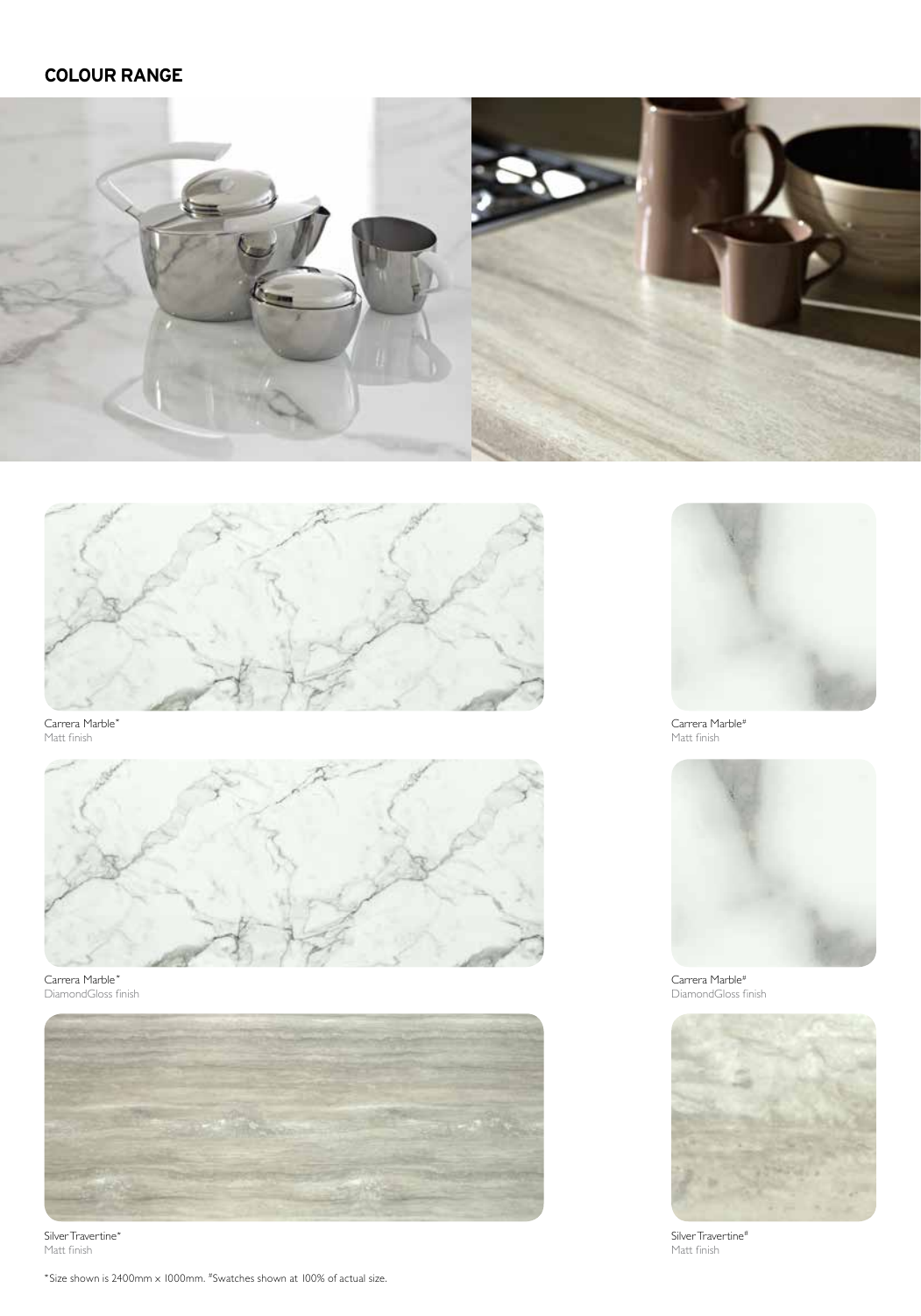## COLOUR RANGE

Carrera Marble*
Matt finish

Carrera Marble#
Matt finish

Carrera Marble*
DiamondGloss finish

Carrera Marble#
DiamondGloss finish

Silver Travertine*
Matt finish

Silver Travertine#
Matt finish

*Size shown is 2400mm x 1000mm. #Swatches shown at 100% of actual size.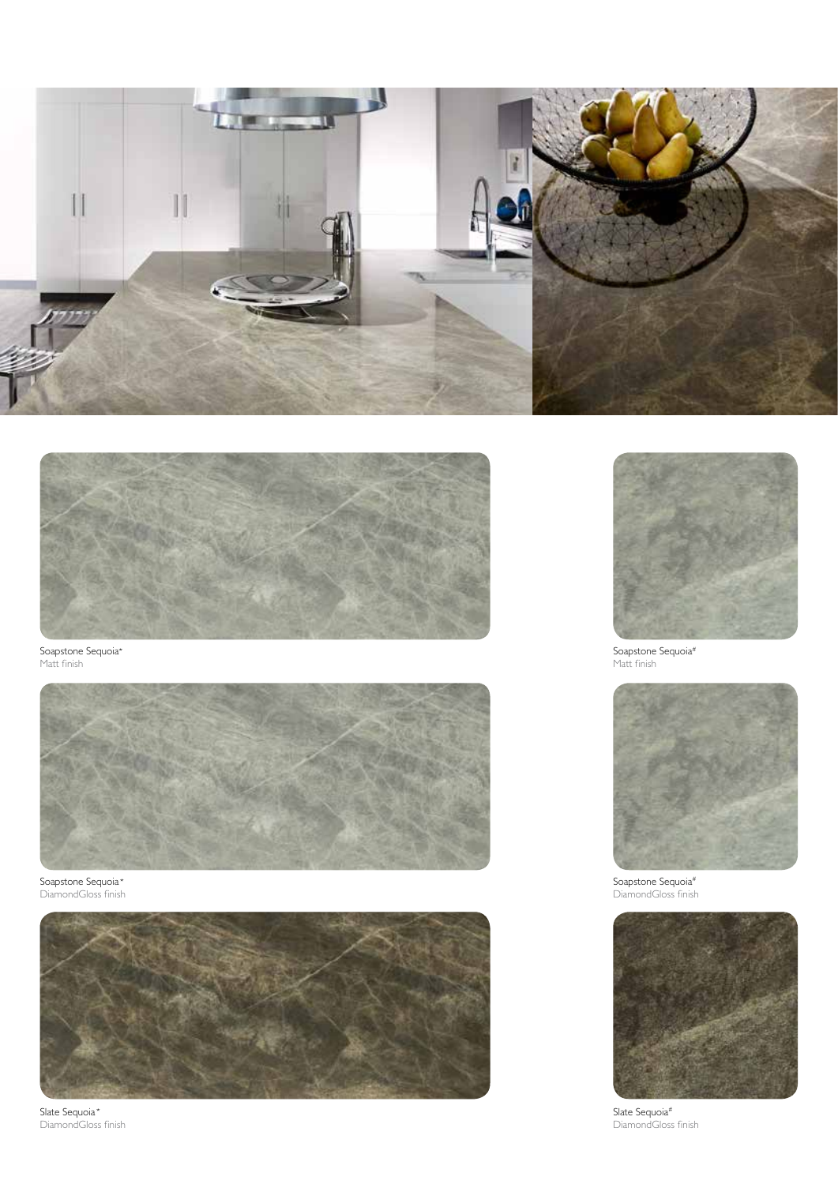Soapstone Sequoia*
Matt finish

Soapstone Sequoia*
DiamondGloss finish

Slate Sequoia*
DiamondGloss finish

Soapstone Sequoia#
Matt finish

Soapstone Sequoia#
DiamondGloss finish

Slate Sequoia#
DiamondGloss finish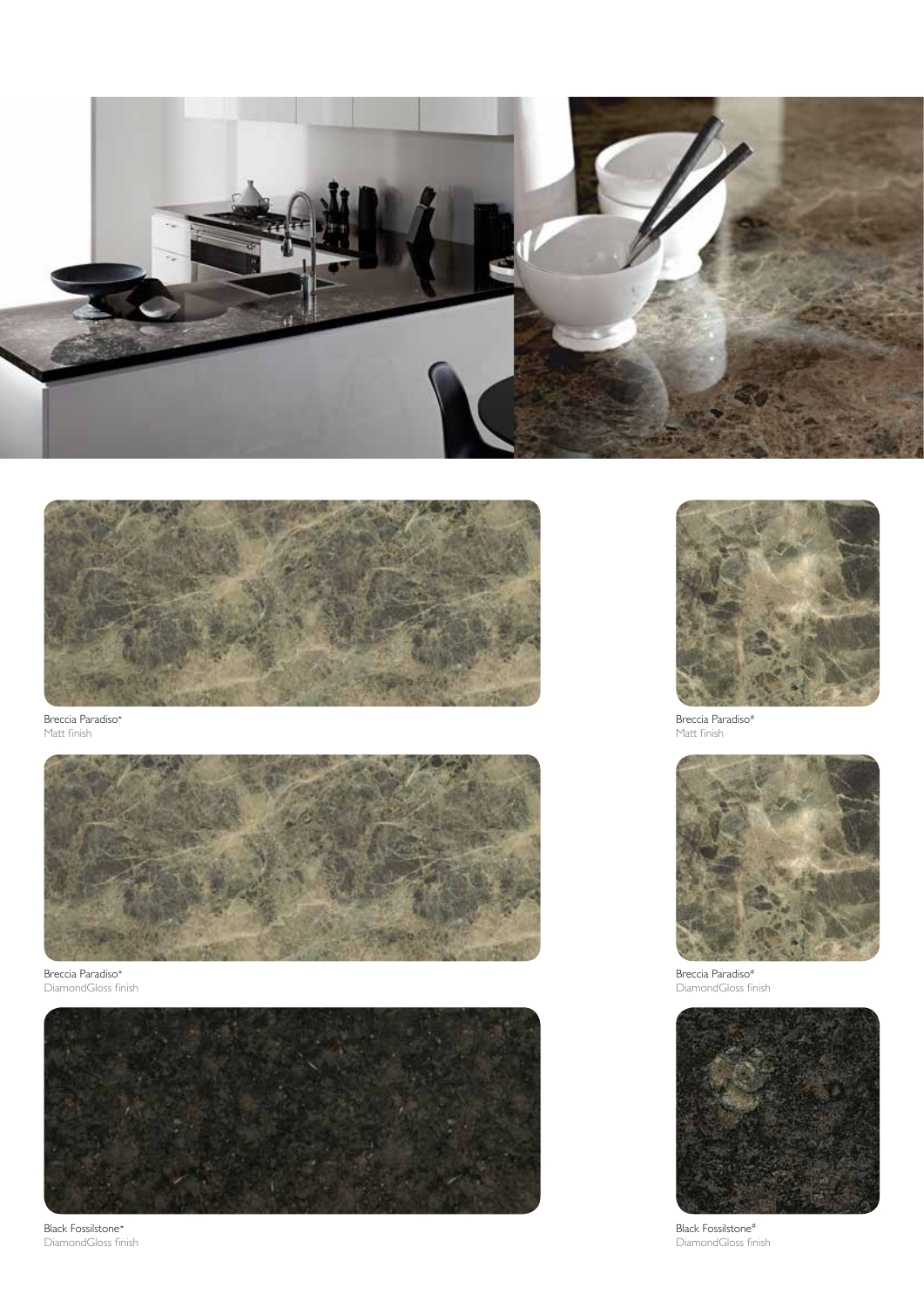Breccia Paradiso*
Matt finish

Breccia Paradiso#
Matt finish

Breccia Paradiso*
DiamondGloss finish

Breccia Paradiso#
DiamondGloss finish

Black Fossilstone*
DiamondGloss finish

Black Fossilstone#
DiamondGloss finish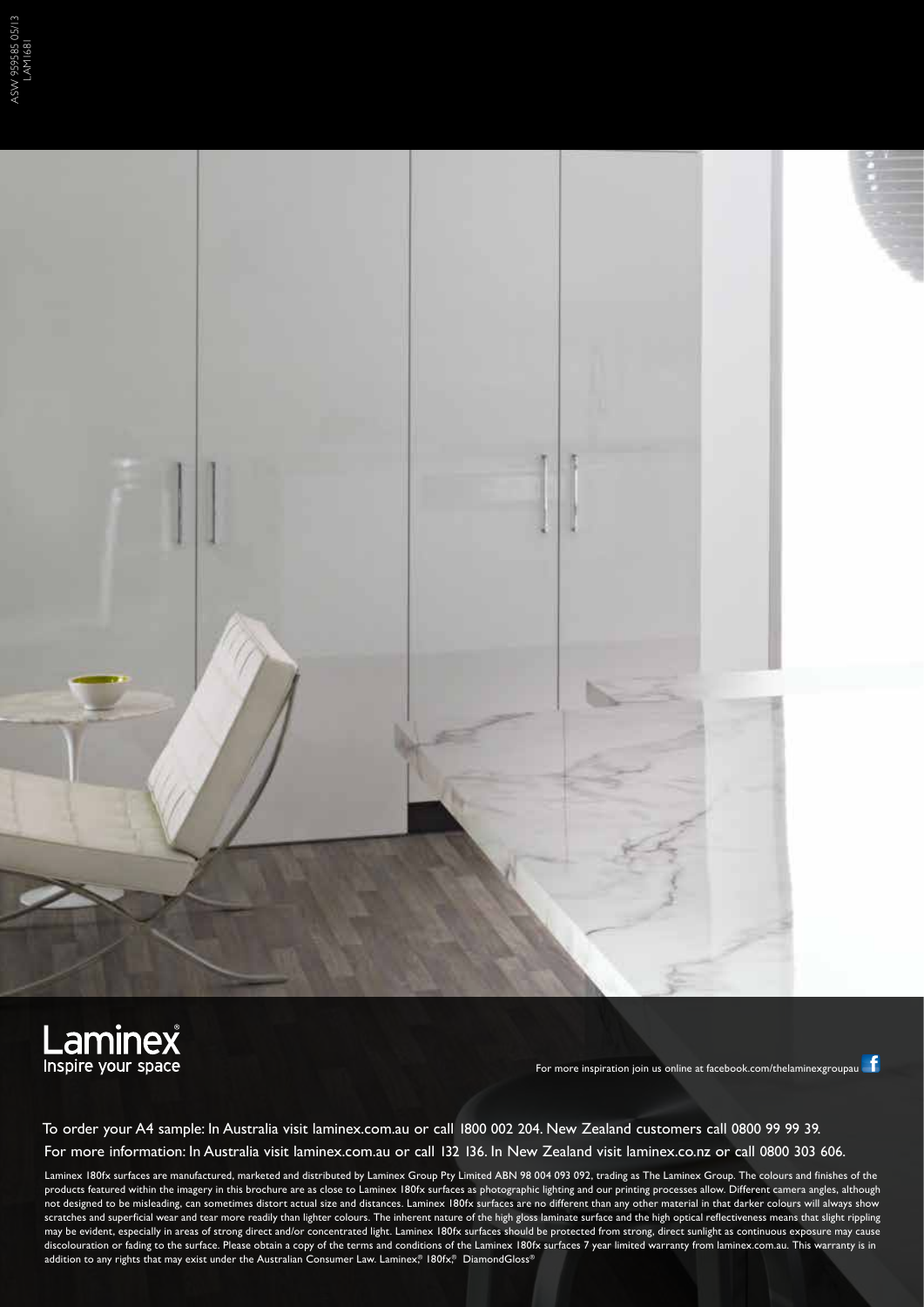ASW 959585 05/13
LAM1681

**Laminex®**
Inspire your space

For more inspiration join us online at facebook.com/thelaminexgroupau

To order your A4 sample: In Australia visit laminex.com.au or call 1800 002 204. New Zealand customers call 0800 99 99 39.

For more information: In Australia visit laminex.com.au or call 132 136. In New Zealand visit laminex.co.nz or call 0800 303 606.

Laminex 180fx surfaces are manufactured, marketed and distributed by Laminex Group Pty Limited ABN 98 004 093 092, trading as The Laminex Group. The colours and finishes of the products featured within the imagery in this brochure are as close to Laminex 180fx surfaces as photographic lighting and our printing processes allow. Different camera angles, although not designed to be misleading, can sometimes distort actual size and distances. Laminex 180fx surfaces are no different than any other material in that darker colours will always show scratches and superficial wear and tear more readily than lighter colours. The inherent nature of the high gloss laminate surface and the high optical reflectiveness means that slight rippling may be evident, especially in areas of strong direct and/or concentrated light. Laminex 180fx surfaces should be protected from strong, direct sunlight as continuous exposure may cause discolouration or fading to the surface. Please obtain a copy of the terms and conditions of the Laminex 180fx surfaces 7 year limited warranty from laminex.com.au. This warranty is in addition to any rights that may exist under the Australian Consumer Law. Laminex®, 180fx®, DiamondGloss®